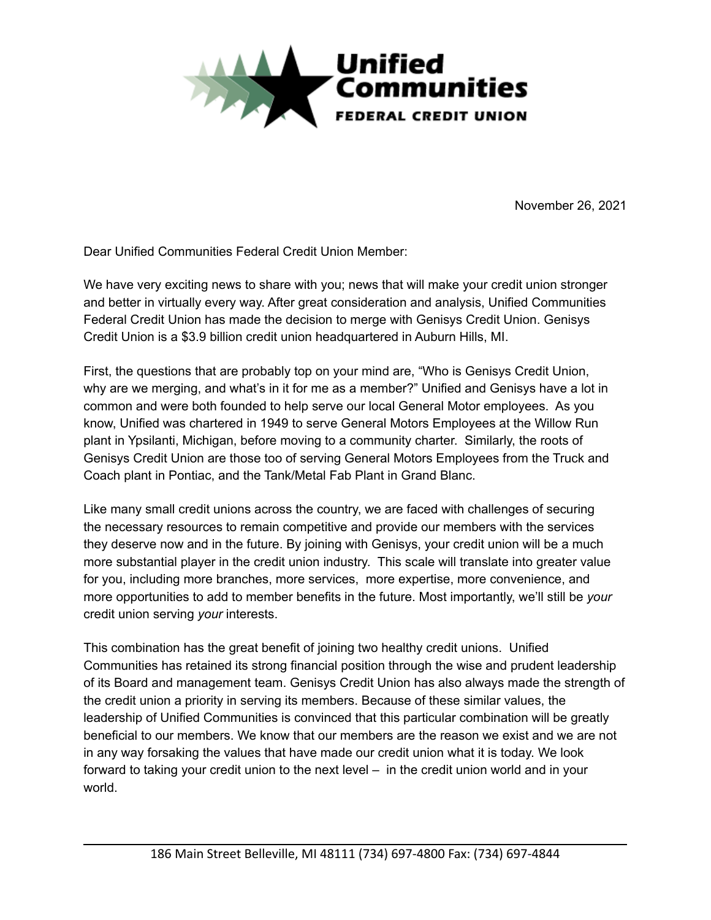**Unified Communities**
**FEDERAL CREDIT UNION**

November 26, 2021

Dear Unified Communities Federal Credit Union Member:

We have very exciting news to share with you; news that will make your credit union stronger and better in virtually every way. After great consideration and analysis, Unified Communities Federal Credit Union has made the decision to merge with Genisys Credit Union. Genisys Credit Union is a $3.9 billion credit union headquartered in Auburn Hills, MI.

First, the questions that are probably top on your mind are, "Who is Genisys Credit Union, why are we merging, and what's in it for me as a member?" Unified and Genisys have a lot in common and were both founded to help serve our local General Motor employees. As you know, Unified was chartered in 1949 to serve General Motors Employees at the Willow Run plant in Ypsilanti, Michigan, before moving to a community charter. Similarly, the roots of Genisys Credit Union are those too of serving General Motors Employees from the Truck and Coach plant in Pontiac, and the Tank/Metal Fab Plant in Grand Blanc.

Like many small credit unions across the country, we are faced with challenges of securing the necessary resources to remain competitive and provide our members with the services they deserve now and in the future. By joining with Genisys, your credit union will be a much more substantial player in the credit union industry. This scale will translate into greater value for you, including more branches, more services, more expertise, more convenience, and more opportunities to add to member benefits in the future. Most importantly, we'll still be *your* credit union serving *your* interests.

This combination has the great benefit of joining two healthy credit unions. Unified Communities has retained its strong financial position through the wise and prudent leadership of its Board and management team. Genisys Credit Union has also always made the strength of the credit union a priority in serving its members. Because of these similar values, the leadership of Unified Communities is convinced that this particular combination will be greatly beneficial to our members. We know that our members are the reason we exist and we are not in any way forsaking the values that have made our credit union what it is today. We look forward to taking your credit union to the next level – in the credit union world and in your world.

186 Main Street Belleville, MI 48111 (734) 697-4800 Fax: (734) 697-4844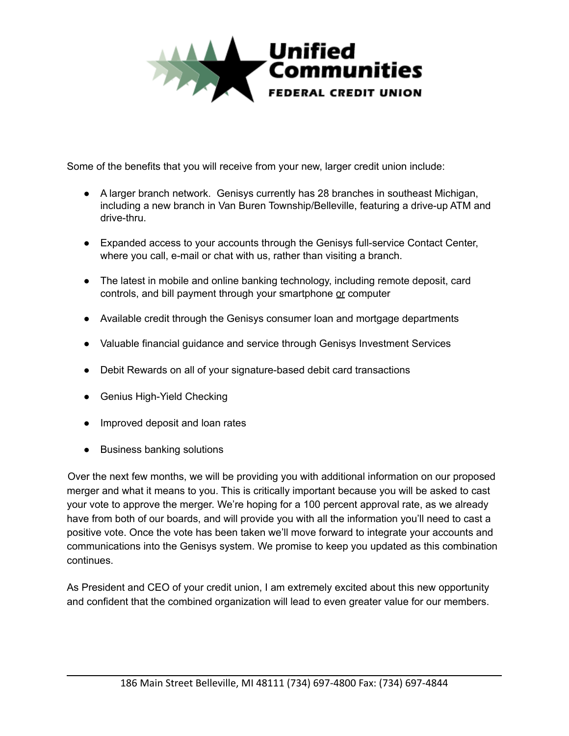Some of the benefits that you will receive from your new, larger credit union include:

- A larger branch network. Genisys currently has 28 branches in southeast Michigan, including a new branch in Van Buren Township/Belleville, featuring a drive-up ATM and drive-thru.
- Expanded access to your accounts through the Genisys full-service Contact Center, where you call, e-mail or chat with us, rather than visiting a branch.
- The latest in mobile and online banking technology, including remote deposit, card controls, and bill payment through your smartphone or computer
- Available credit through the Genisys consumer loan and mortgage departments
- Valuable financial guidance and service through Genisys Investment Services
- Debit Rewards on all of your signature-based debit card transactions
- Genius High-Yield Checking
- Improved deposit and loan rates
- Business banking solutions

Over the next few months, we will be providing you with additional information on our proposed merger and what it means to you. This is critically important because you will be asked to cast your vote to approve the merger. We're hoping for a 100 percent approval rate, as we already have from both of our boards, and will provide you with all the information you'll need to cast a positive vote. Once the vote has been taken we'll move forward to integrate your accounts and communications into the Genisys system. We promise to keep you updated as this combination continues.

As President and CEO of your credit union, I am extremely excited about this new opportunity and confident that the combined organization will lead to even greater value for our members.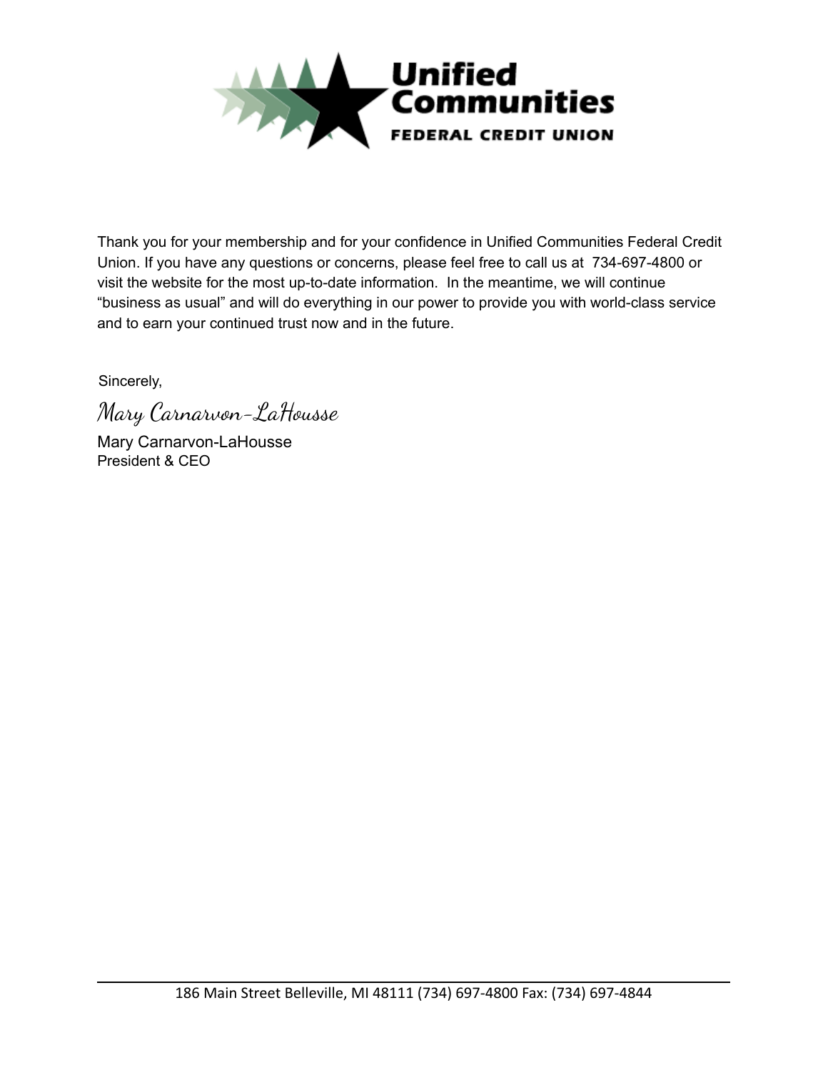**Unified Communities**
**FEDERAL CREDIT UNION**

Thank you for your membership and for your confidence in Unified Communities Federal Credit Union. If you have any questions or concerns, please feel free to call us at 734-697-4800 or visit the website for the most up-to-date information. In the meantime, we will continue "business as usual" and will do everything in our power to provide you with world-class service and to earn your continued trust now and in the future.

Sincerely,

*Mary Carnarvon-LaHousse*

Mary Carnarvon-LaHousse
President & CEO

186 Main Street Belleville, MI 48111 (734) 697-4800 Fax: (734) 697-4844